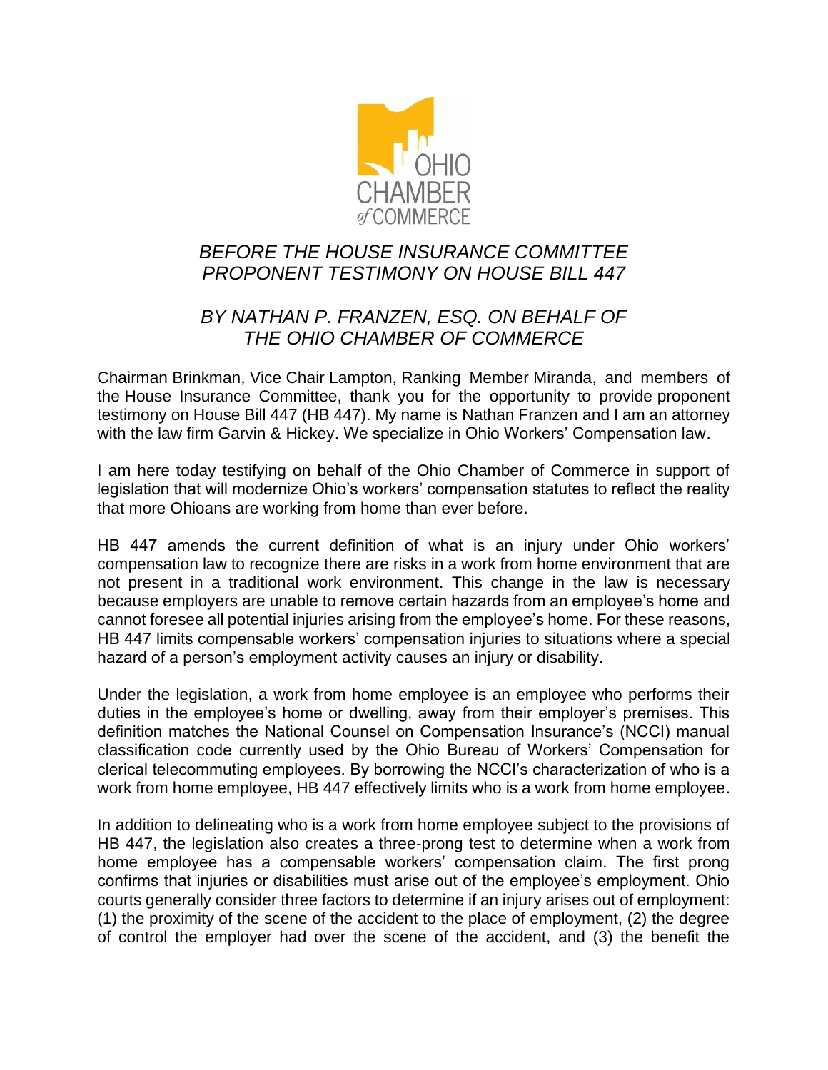OHIO CHAMBER of COMMERCE

*BEFORE THE HOUSE INSURANCE COMMITTEE*
*PROPONENT TESTIMONY ON HOUSE BILL 447*

*BY NATHAN P. FRANZEN, ESQ. ON BEHALF OF THE OHIO CHAMBER OF COMMERCE*

Chairman Brinkman, Vice Chair Lampton, Ranking Member Miranda, and members of the House Insurance Committee, thank you for the opportunity to provide proponent testimony on House Bill 447 (HB 447). My name is Nathan Franzen and I am an attorney with the law firm Garvin & Hickey. We specialize in Ohio Workers' Compensation law.

I am here today testifying on behalf of the Ohio Chamber of Commerce in support of legislation that will modernize Ohio's workers' compensation statutes to reflect the reality that more Ohioans are working from home than ever before.

HB 447 amends the current definition of what is an injury under Ohio workers' compensation law to recognize there are risks in a work from home environment that are not present in a traditional work environment. This change in the law is necessary because employers are unable to remove certain hazards from an employee's home and cannot foresee all potential injuries arising from the employee's home. For these reasons, HB 447 limits compensable workers' compensation injuries to situations where a special hazard of a person's employment activity causes an injury or disability.

Under the legislation, a work from home employee is an employee who performs their duties in the employee's home or dwelling, away from their employer's premises. This definition matches the National Counsel on Compensation Insurance's (NCCI) manual classification code currently used by the Ohio Bureau of Workers' Compensation for clerical telecommuting employees. By borrowing the NCCI's characterization of who is a work from home employee, HB 447 effectively limits who is a work from home employee.

In addition to delineating who is a work from home employee subject to the provisions of HB 447, the legislation also creates a three-prong test to determine when a work from home employee has a compensable workers' compensation claim. The first prong confirms that injuries or disabilities must arise out of the employee's employment. Ohio courts generally consider three factors to determine if an injury arises out of employment: (1) the proximity of the scene of the accident to the place of employment, (2) the degree of control the employer had over the scene of the accident, and (3) the benefit the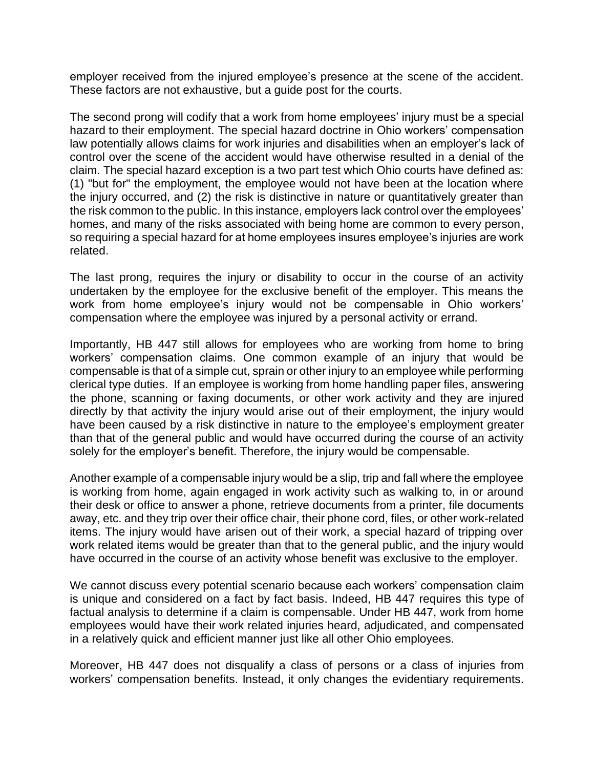employer received from the injured employee's presence at the scene of the accident. These factors are not exhaustive, but a guide post for the courts.

The second prong will codify that a work from home employees' injury must be a special hazard to their employment. The special hazard doctrine in Ohio workers' compensation law potentially allows claims for work injuries and disabilities when an employer's lack of control over the scene of the accident would have otherwise resulted in a denial of the claim. The special hazard exception is a two part test which Ohio courts have defined as: (1) "but for" the employment, the employee would not have been at the location where the injury occurred, and (2) the risk is distinctive in nature or quantitatively greater than the risk common to the public. In this instance, employers lack control over the employees' homes, and many of the risks associated with being home are common to every person, so requiring a special hazard for at home employees insures employee's injuries are work related.

The last prong, requires the injury or disability to occur in the course of an activity undertaken by the employee for the exclusive benefit of the employer. This means the work from home employee's injury would not be compensable in Ohio workers' compensation where the employee was injured by a personal activity or errand.

Importantly, HB 447 still allows for employees who are working from home to bring workers' compensation claims. One common example of an injury that would be compensable is that of a simple cut, sprain or other injury to an employee while performing clerical type duties. If an employee is working from home handling paper files, answering the phone, scanning or faxing documents, or other work activity and they are injured directly by that activity the injury would arise out of their employment, the injury would have been caused by a risk distinctive in nature to the employee's employment greater than that of the general public and would have occurred during the course of an activity solely for the employer's benefit. Therefore, the injury would be compensable.

Another example of a compensable injury would be a slip, trip and fall where the employee is working from home, again engaged in work activity such as walking to, in or around their desk or office to answer a phone, retrieve documents from a printer, file documents away, etc. and they trip over their office chair, their phone cord, files, or other work-related items. The injury would have arisen out of their work, a special hazard of tripping over work related items would be greater than that to the general public, and the injury would have occurred in the course of an activity whose benefit was exclusive to the employer.

We cannot discuss every potential scenario because each workers' compensation claim is unique and considered on a fact by fact basis. Indeed, HB 447 requires this type of factual analysis to determine if a claim is compensable. Under HB 447, work from home employees would have their work related injuries heard, adjudicated, and compensated in a relatively quick and efficient manner just like all other Ohio employees.

Moreover, HB 447 does not disqualify a class of persons or a class of injuries from workers' compensation benefits. Instead, it only changes the evidentiary requirements.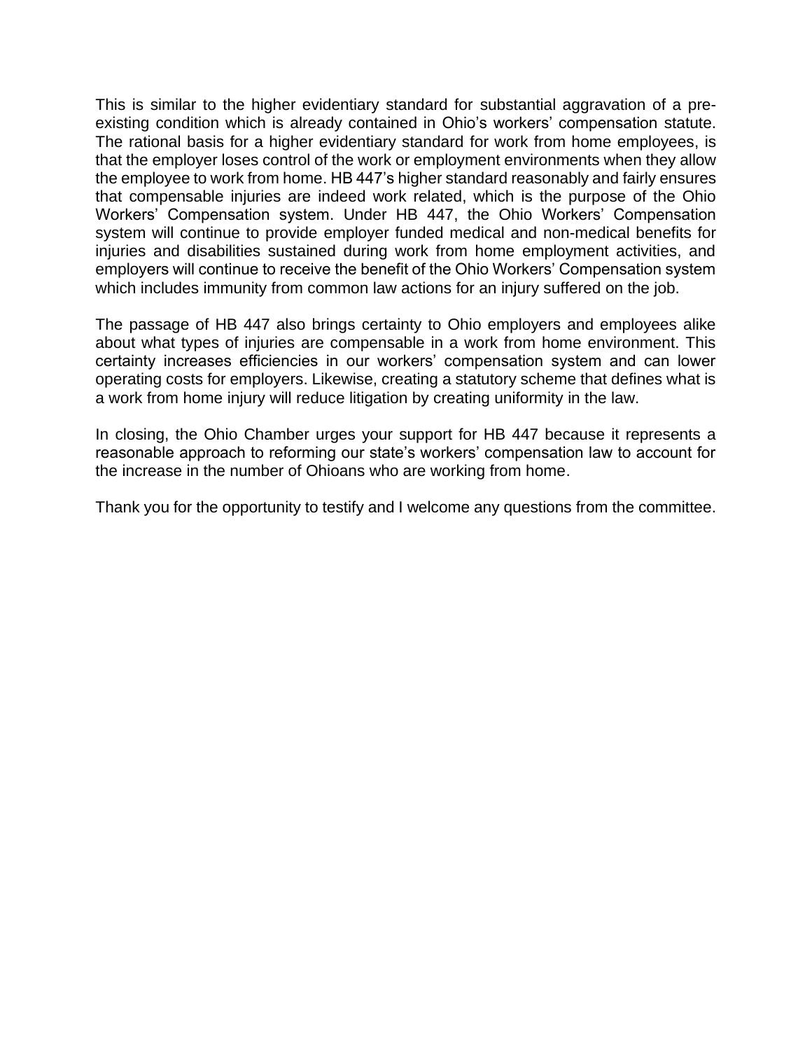This is similar to the higher evidentiary standard for substantial aggravation of a pre-existing condition which is already contained in Ohio's workers' compensation statute. The rational basis for a higher evidentiary standard for work from home employees, is that the employer loses control of the work or employment environments when they allow the employee to work from home. HB 447's higher standard reasonably and fairly ensures that compensable injuries are indeed work related, which is the purpose of the Ohio Workers' Compensation system. Under HB 447, the Ohio Workers' Compensation system will continue to provide employer funded medical and non-medical benefits for injuries and disabilities sustained during work from home employment activities, and employers will continue to receive the benefit of the Ohio Workers' Compensation system which includes immunity from common law actions for an injury suffered on the job.

The passage of HB 447 also brings certainty to Ohio employers and employees alike about what types of injuries are compensable in a work from home environment. This certainty increases efficiencies in our workers' compensation system and can lower operating costs for employers. Likewise, creating a statutory scheme that defines what is a work from home injury will reduce litigation by creating uniformity in the law.

In closing, the Ohio Chamber urges your support for HB 447 because it represents a reasonable approach to reforming our state's workers' compensation law to account for the increase in the number of Ohioans who are working from home.

Thank you for the opportunity to testify and I welcome any questions from the committee.